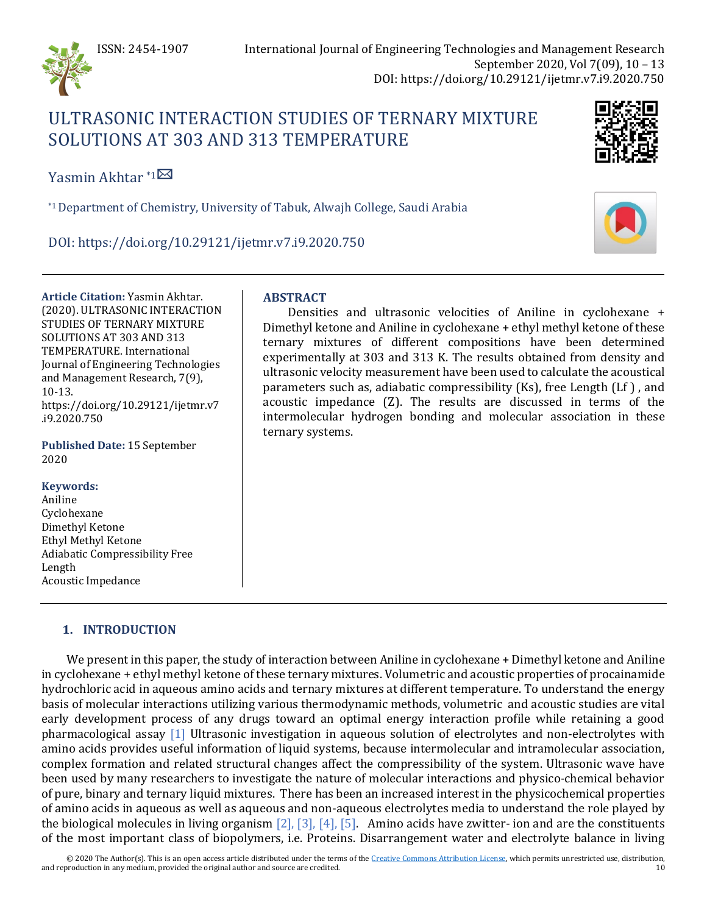# ULTRASONIC INTERACTION STUDIES OF TERNARY MIXTURE SOLUTIONS AT 303 AND 313 TEMPERATURE

Yasmin Akhtar [*1]

[*1] Department of Chemistry, University of Tabuk, Alwajh College, Saudi Arabia

DOI: https://doi.org/10.29121/ijetmr.v7.i9.2020.750

**Article Citation:** Yasmin Akhtar. (2020). ULTRASONIC INTERACTION STUDIES OF TERNARY MIXTURE SOLUTIONS AT 303 AND 313 TEMPERATURE. International Journal of Engineering Technologies and Management Research, 7(9), 10-13. https://doi.org/10.29121/ijetmr.v7.i9.2020.750

**Published Date:** 15 September 2020

**Keywords:**
Aniline
Cyclohexane
Dimethyl Ketone
Ethyl Methyl Ketone
Adiabatic Compressibility Free Length
Acoustic Impedance

## ABSTRACT

Densities and ultrasonic velocities of Aniline in cyclohexane + Dimethyl ketone and Aniline in cyclohexane + ethyl methyl ketone of these ternary mixtures of different compositions have been determined experimentally at 303 and 313 K. The results obtained from density and ultrasonic velocity measurement have been used to calculate the acoustical parameters such as, adiabatic compressibility (Ks), free Length (Lf ) , and acoustic impedance (Z). The results are discussed in terms of the intermolecular hydrogen bonding and molecular association in these ternary systems.

## 1. INTRODUCTION

We present in this paper, the study of interaction between Aniline in cyclohexane + Dimethyl ketone and Aniline in cyclohexane + ethyl methyl ketone of these ternary mixtures. Volumetric and acoustic properties of procainamide hydrochloric acid in aqueous amino acids and ternary mixtures at different temperature. To understand the energy basis of molecular interactions utilizing various thermodynamic methods, volumetric and acoustic studies are vital early development process of any drugs toward an optimal energy interaction profile while retaining a good pharmacological assay [1] Ultrasonic investigation in aqueous solution of electrolytes and non-electrolytes with amino acids provides useful information of liquid systems, because intermolecular and intramolecular association, complex formation and related structural changes affect the compressibility of the system. Ultrasonic wave have been used by many researchers to investigate the nature of molecular interactions and physico-chemical behavior of pure, binary and ternary liquid mixtures. There has been an increased interest in the physicochemical properties of amino acids in aqueous as well as aqueous and non-aqueous electrolytes media to understand the role played by the biological molecules in living organism [2], [3], [4], [5]. Amino acids have zwitter- ion and are the constituents of the most important class of biopolymers, i.e. Proteins. Disarrangement water and electrolyte balance in living

© 2020 The Author(s). This is an open access article distributed under the terms of the Creative Commons Attribution License, which permits unrestricted use, distribution, and reproduction in any medium, provided the original author and source are credited.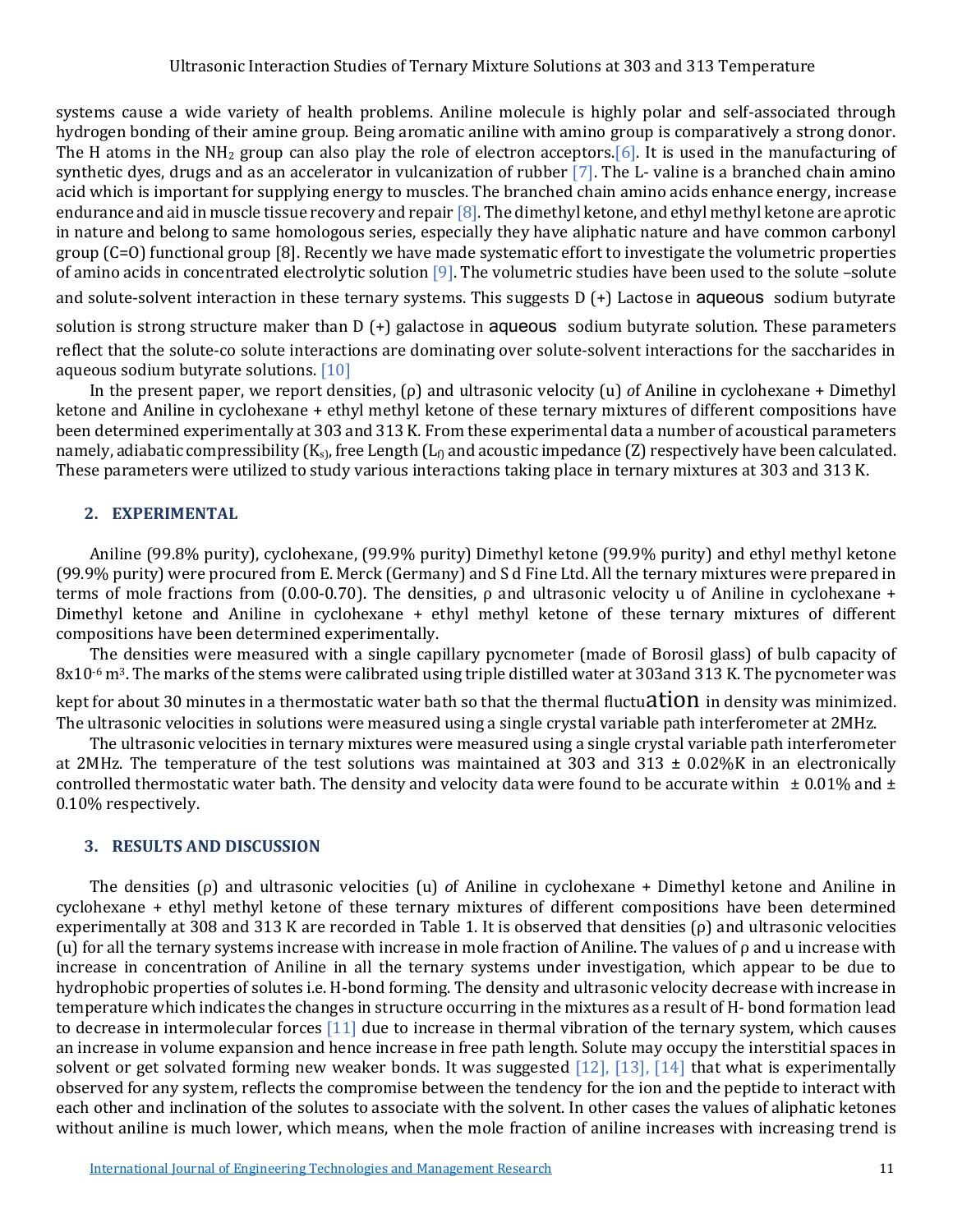systems cause a wide variety of health problems. Aniline molecule is highly polar and self-associated through hydrogen bonding of their amine group. Being aromatic aniline with amino group is comparatively a strong donor. The H atoms in the $NH_2$ group can also play the role of electron acceptors.[6]. It is used in the manufacturing of synthetic dyes, drugs and as an accelerator in vulcanization of rubber [7]. The L- valine is a branched chain amino acid which is important for supplying energy to muscles. The branched chain amino acids enhance energy, increase endurance and aid in muscle tissue recovery and repair [8]. The dimethyl ketone, and ethyl methyl ketone are aprotic in nature and belong to same homologous series, especially they have aliphatic nature and have common carbonyl group (C=O) functional group [8]. Recently we have made systematic effort to investigate the volumetric properties of amino acids in concentrated electrolytic solution [9]. The volumetric studies have been used to the solute –solute and solute-solvent interaction in these ternary systems. This suggests D (+) Lactose in aqueous sodium butyrate solution is strong structure maker than D (+) galactose in aqueous sodium butyrate solution. These parameters reflect that the solute-co solute interactions are dominating over solute-solvent interactions for the saccharides in aqueous sodium butyrate solutions. [10]

In the present paper, we report densities, (ρ) and ultrasonic velocity (u) *o*f Aniline in cyclohexane + Dimethyl ketone and Aniline in cyclohexane + ethyl methyl ketone of these ternary mixtures of different compositions have been determined experimentally at 303 and 313 K. From these experimental data a number of acoustical parameters namely, adiabatic compressibility ($K_s$), free Length ($L_f$) and acoustic impedance (Z) respectively have been calculated. These parameters were utilized to study various interactions taking place in ternary mixtures at 303 and 313 K.

## 2. EXPERIMENTAL

Aniline (99.8% purity), cyclohexane, (99.9% purity) Dimethyl ketone (99.9% purity) and ethyl methyl ketone (99.9% purity) were procured from E. Merck (Germany) and S d Fine Ltd. All the ternary mixtures were prepared in terms of mole fractions from (0.00-0.70). The densities, ρ and ultrasonic velocity u of Aniline in cyclohexane + Dimethyl ketone and Aniline in cyclohexane + ethyl methyl ketone of these ternary mixtures of different compositions have been determined experimentally.

The densities were measured with a single capillary pycnometer (made of Borosil glass) of bulb capacity of $8x10^{-6}$ $m^3$. The marks of the stems were calibrated using triple distilled water at 303and 313 K. The pycnometer was kept for about 30 minutes in a thermostatic water bath so that the thermal fluctuation in density was minimized. The ultrasonic velocities in solutions were measured using a single crystal variable path interferometer at 2MHz.

The ultrasonic velocities in ternary mixtures were measured using a single crystal variable path interferometer at 2MHz. The temperature of the test solutions was maintained at 303 and 313 ± 0.02%K in an electronically controlled thermostatic water bath. The density and velocity data were found to be accurate within ± 0.01% and ± 0.10% respectively.

## 3. RESULTS AND DISCUSSION

The densities (ρ) and ultrasonic velocities (u) *o*f Aniline in cyclohexane + Dimethyl ketone and Aniline in cyclohexane + ethyl methyl ketone of these ternary mixtures of different compositions have been determined experimentally at 308 and 313 K are recorded in Table 1. It is observed that densities (ρ) and ultrasonic velocities (u) for all the ternary systems increase with increase in mole fraction of Aniline. The values of ρ and u increase with increase in concentration of Aniline in all the ternary systems under investigation, which appear to be due to hydrophobic properties of solutes i.e. H-bond forming. The density and ultrasonic velocity decrease with increase in temperature which indicates the changes in structure occurring in the mixtures as a result of H- bond formation lead to decrease in intermolecular forces [11] due to increase in thermal vibration of the ternary system, which causes an increase in volume expansion and hence increase in free path length. Solute may occupy the interstitial spaces in solvent or get solvated forming new weaker bonds. It was suggested [12], [13], [14] that what is experimentally observed for any system, reflects the compromise between the tendency for the ion and the peptide to interact with each other and inclination of the solutes to associate with the solvent. In other cases the values of aliphatic ketones without aniline is much lower, which means, when the mole fraction of aniline increases with increasing trend is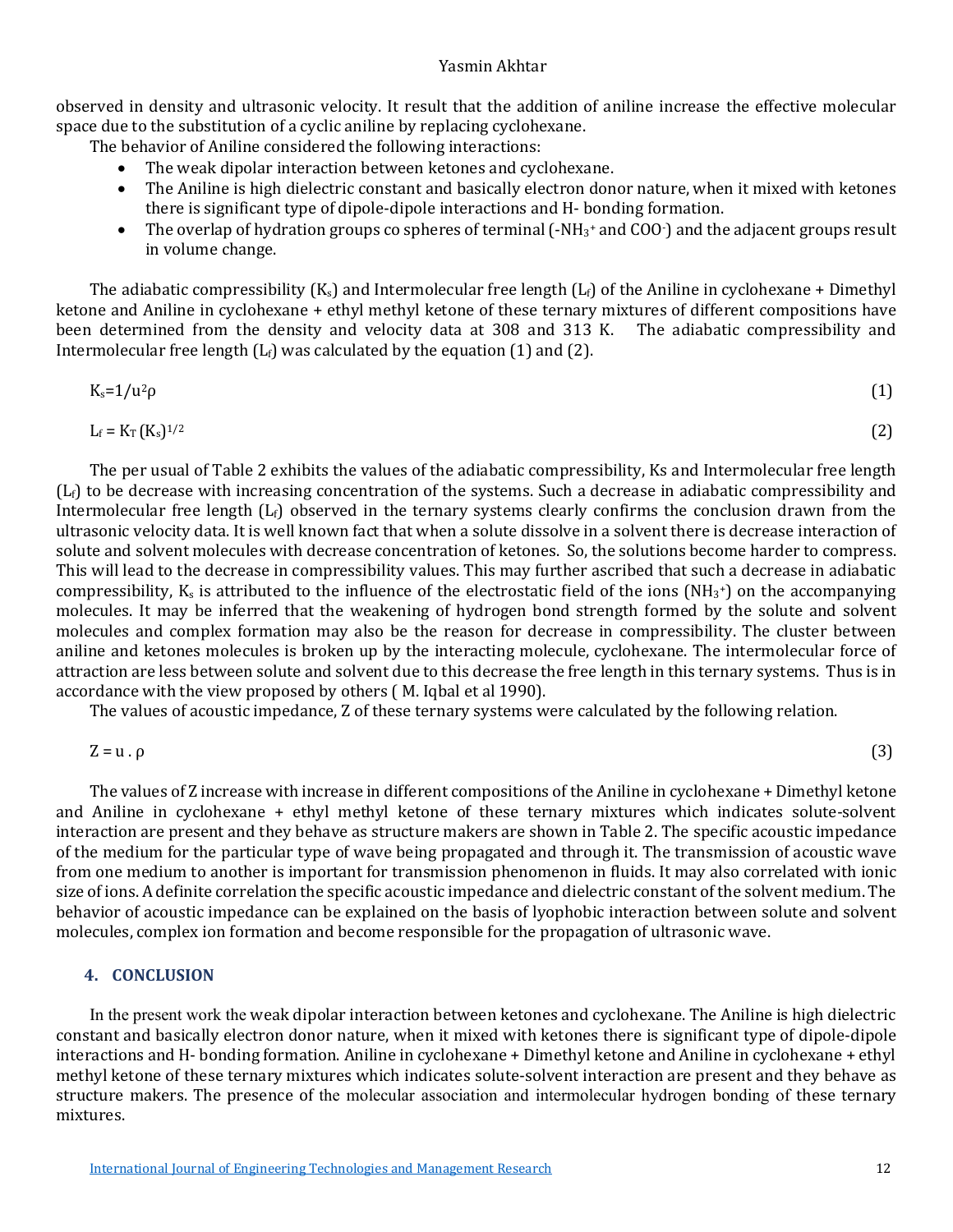observed in density and ultrasonic velocity. It result that the addition of aniline increase the effective molecular space due to the substitution of a cyclic aniline by replacing cyclohexane.

The behavior of Aniline considered the following interactions:

- The weak dipolar interaction between ketones and cyclohexane.
- The Aniline is high dielectric constant and basically electron donor nature, when it mixed with ketones there is significant type of dipole-dipole interactions and H- bonding formation.
- The overlap of hydration groups co spheres of terminal ($-NH_3^+$ and $COO^-$) and the adjacent groups result in volume change.

The adiabatic compressibility ($K_s$) and Intermolecular free length ($L_f$) of the Aniline in cyclohexane + Dimethyl ketone and Aniline in cyclohexane + ethyl methyl ketone of these ternary mixtures of different compositions have been determined from the density and velocity data at 308 and 313 K. The adiabatic compressibility and Intermolecular free length ($L_f$) was calculated by the equation (1) and (2).

$$K_s = 1/u^2\rho \tag{1}$$

$$L_f = K_T (K_s)^{1/2} \tag{2}$$

The per usual of Table 2 exhibits the values of the adiabatic compressibility, Ks and Intermolecular free length ($L_f$) to be decrease with increasing concentration of the systems. Such a decrease in adiabatic compressibility and Intermolecular free length ($L_f$) observed in the ternary systems clearly confirms the conclusion drawn from the ultrasonic velocity data. It is well known fact that when a solute dissolve in a solvent there is decrease interaction of solute and solvent molecules with decrease concentration of ketones. So, the solutions become harder to compress. This will lead to the decrease in compressibility values. This may further ascribed that such a decrease in adiabatic compressibility, $K_s$ is attributed to the influence of the electrostatic field of the ions ($NH_3^+$) on the accompanying molecules. It may be inferred that the weakening of hydrogen bond strength formed by the solute and solvent molecules and complex formation may also be the reason for decrease in compressibility. The cluster between aniline and ketones molecules is broken up by the interacting molecule, cyclohexane. The intermolecular force of attraction are less between solute and solvent due to this decrease the free length in this ternary systems. Thus is in accordance with the view proposed by others ( M. Iqbal et al 1990).

The values of acoustic impedance, Z of these ternary systems were calculated by the following relation.

$$Z = u \cdot \rho \tag{3}$$

The values of Z increase with increase in different compositions of the Aniline in cyclohexane + Dimethyl ketone and Aniline in cyclohexane + ethyl methyl ketone of these ternary mixtures which indicates solute-solvent interaction are present and they behave as structure makers are shown in Table 2. The specific acoustic impedance of the medium for the particular type of wave being propagated and through it. The transmission of acoustic wave from one medium to another is important for transmission phenomenon in fluids. It may also correlated with ionic size of ions. A definite correlation the specific acoustic impedance and dielectric constant of the solvent medium. The behavior of acoustic impedance can be explained on the basis of lyophobic interaction between solute and solvent molecules, complex ion formation and become responsible for the propagation of ultrasonic wave.

## 4. CONCLUSION

In the present work the weak dipolar interaction between ketones and cyclohexane. The Aniline is high dielectric constant and basically electron donor nature, when it mixed with ketones there is significant type of dipole-dipole interactions and H- bonding formation. Aniline in cyclohexane + Dimethyl ketone and Aniline in cyclohexane + ethyl methyl ketone of these ternary mixtures which indicates solute-solvent interaction are present and they behave as structure makers. The presence of the molecular association and intermolecular hydrogen bonding of these ternary mixtures.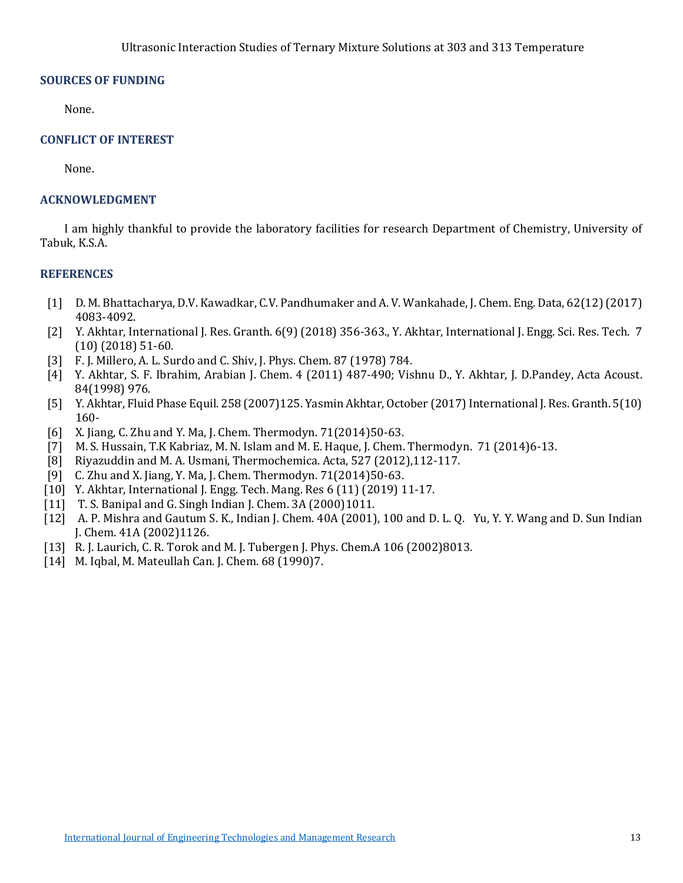## SOURCES OF FUNDING

None.

## CONFLICT OF INTEREST

None.

## ACKNOWLEDGMENT

I am highly thankful to provide the laboratory facilities for research Department of Chemistry, University of Tabuk, K.S.A.

## REFERENCES

[1] D. M. Bhattacharya, D.V. Kawadkar, C.V. Pandhumaker and A. V. Wankahade, J. Chem. Eng. Data, 62(12) (2017) 4083-4092.

[2] Y. Akhtar, International J. Res. Granth. 6(9) (2018) 356-363., Y. Akhtar, International J. Engg. Sci. Res. Tech. 7 (10) (2018) 51-60.

[3] F. J. Millero, A. L. Surdo and C. Shiv, J. Phys. Chem. 87 (1978) 784.

[4] Y. Akhtar, S. F. Ibrahim, Arabian J. Chem. 4 (2011) 487-490; Vishnu D., Y. Akhtar, J. D.Pandey, Acta Acoust. 84(1998) 976.

[5] Y. Akhtar, Fluid Phase Equil. 258 (2007)125. Yasmin Akhtar, October (2017) International J. Res. Granth. 5(10) 160-

[6] X. Jiang, C. Zhu and Y. Ma, J. Chem. Thermodyn. 71(2014)50-63.

[7] M. S. Hussain, T.K Kabriaz, M. N. Islam and M. E. Haque, J. Chem. Thermodyn. 71 (2014)6-13.

[8] Riyazuddin and M. A. Usmani, Thermochemica. Acta, 527 (2012),112-117.

[9] C. Zhu and X. Jiang, Y. Ma, J. Chem. Thermodyn. 71(2014)50-63.

[10] Y. Akhtar, International J. Engg. Tech. Mang. Res 6 (11) (2019) 11-17.

[11] T. S. Banipal and G. Singh Indian J. Chem. 3A (2000)1011.

[12] A. P. Mishra and Gautum S. K., Indian J. Chem. 40A (2001), 100 and D. L. Q. Yu, Y. Y. Wang and D. Sun Indian J. Chem. 41A (2002)1126.

[13] R. J. Laurich, C. R. Torok and M. J. Tubergen J. Phys. Chem.A 106 (2002)8013.

[14] M. Iqbal, M. Mateullah Can. J. Chem. 68 (1990)7.